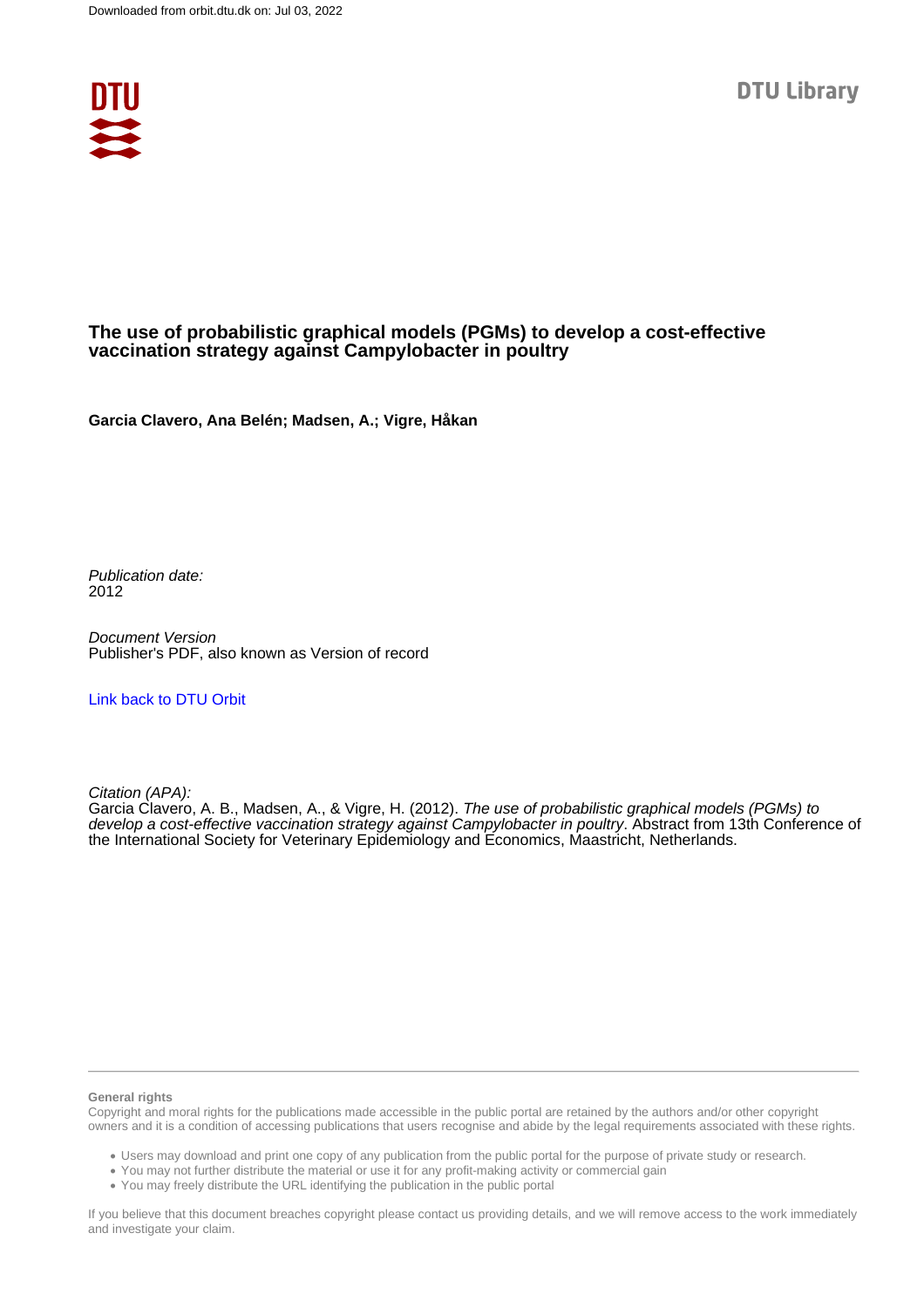# The use of probabilistic graphical models (PGMs) to develop a cost-effective vaccination strategy against Campylobacter in poultry

**Garcia Clavero, Ana Belén; Madsen, A.; Vigre, Håkan**

*Publication date:*
2012

*Document Version*
Publisher's PDF, also known as Version of record

[Link back to DTU Orbit](#)

*Citation (APA):*
Garcia Clavero, A. B., Madsen, A., & Vigre, H. (2012). *The use of probabilistic graphical models (PGMs) to develop a cost-effective vaccination strategy against Campylobacter in poultry*. Abstract from 13th Conference of the International Society for Veterinary Epidemiology and Economics, Maastricht, Netherlands.

**General rights**

Copyright and moral rights for the publications made accessible in the public portal are retained by the authors and/or other copyright owners and it is a condition of accessing publications that users recognise and abide by the legal requirements associated with these rights.

- Users may download and print one copy of any publication from the public portal for the purpose of private study or research.
- You may not further distribute the material or use it for any profit-making activity or commercial gain
- You may freely distribute the URL identifying the publication in the public portal

If you believe that this document breaches copyright please contact us providing details, and we will remove access to the work immediately and investigate your claim.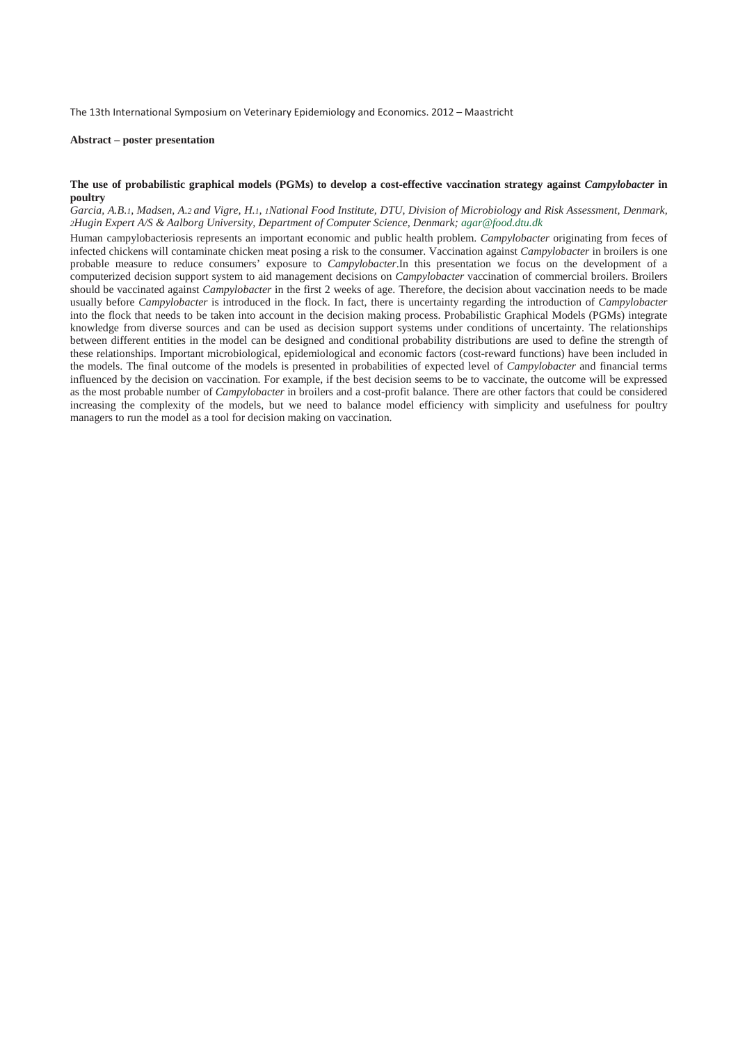**Abstract – poster presentation**

**The use of probabilistic graphical models (PGMs) to develop a cost-effective vaccination strategy against *Campylobacter* in poultry**

*Garcia, A.B.[1], Madsen, A.[2] and Vigre, H.[1], [1]National Food Institute, DTU, Division of Microbiology and Risk Assessment, Denmark, [2]Hugin Expert A/S & Aalborg University, Department of Computer Science, Denmark; agar@food.dtu.dk*

Human campylobacteriosis represents an important economic and public health problem. *Campylobacter* originating from feces of infected chickens will contaminate chicken meat posing a risk to the consumer. Vaccination against *Campylobacter* in broilers is one probable measure to reduce consumers' exposure to *Campylobacter*.In this presentation we focus on the development of a computerized decision support system to aid management decisions on *Campylobacter* vaccination of commercial broilers. Broilers should be vaccinated against *Campylobacter* in the first 2 weeks of age. Therefore, the decision about vaccination needs to be made usually before *Campylobacter* is introduced in the flock. In fact, there is uncertainty regarding the introduction of *Campylobacter* into the flock that needs to be taken into account in the decision making process. Probabilistic Graphical Models (PGMs) integrate knowledge from diverse sources and can be used as decision support systems under conditions of uncertainty. The relationships between different entities in the model can be designed and conditional probability distributions are used to define the strength of these relationships. Important microbiological, epidemiological and economic factors (cost-reward functions) have been included in the models. The final outcome of the models is presented in probabilities of expected level of *Campylobacter* and financial terms influenced by the decision on vaccination. For example, if the best decision seems to be to vaccinate, the outcome will be expressed as the most probable number of *Campylobacter* in broilers and a cost-profit balance. There are other factors that could be considered increasing the complexity of the models, but we need to balance model efficiency with simplicity and usefulness for poultry managers to run the model as a tool for decision making on vaccination.